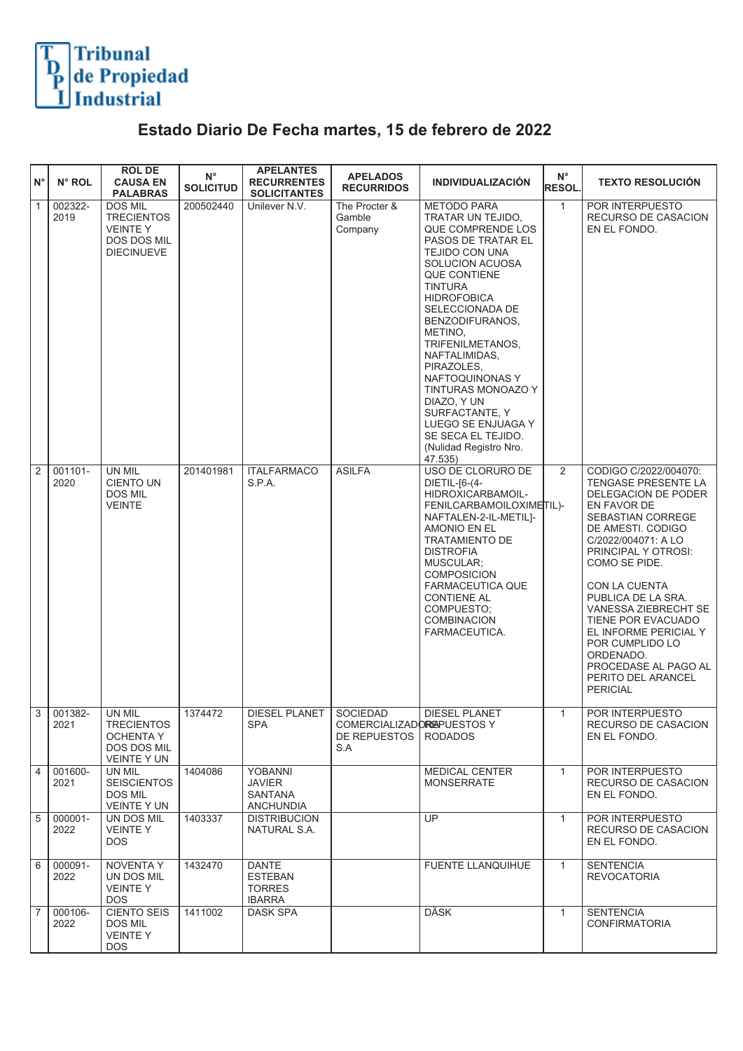Tribunal de Propiedad Industrial

# Estado Diario De Fecha martes, 15 de febrero de 2022

| N° | N° ROL | ROL DE CAUSA EN PALABRAS | N° SOLICITUD | APELANTES RECURRENTES SOLICITANTES | APELADOS RECURRIDOS | INDIVIDUALIZACIÓN | N° RESOL. | TEXTO RESOLUCIÓN |
|---|---|---|---|---|---|---|---|---|
| 1 | 002322-2019 | DOS MIL TRECIENTOS VEINTE Y DOS DOS MIL DIECINUEVE | 200502440 | Unilever N.V. | The Procter & Gamble Company | METODO PARA TRATAR UN TEJIDO, QUE COMPRENDE LOS PASOS DE TRATAR EL TEJIDO CON UNA SOLUCION ACUOSA QUE CONTIENE TINTURA HIDROFOBICA SELECCIONADA DE BENZODIFURANOS, METINO, TRIFENILMETANOS, NAFTALIMIDAS, PIRAZOLES, NAFTOQUINONAS Y TINTURAS MONOAZO Y DIAZO, Y UN SURFACTANTE, Y LUEGO SE ENJUAGA Y SE SECA EL TEJIDO. (Nulidad Registro Nro. 47.535) | 1 | POR INTERPUESTO RECURSO DE CASACION EN EL FONDO. |
| 2 | 001101-2020 | UN MIL CIENTO UN DOS MIL VEINTE | 201401981 | ITALFARMACO S.P.A. | ASILFA | USO DE CLORURO DE DIETIL-[6-(4-HIDROXICARBAMOIL-FENILCARBAMOILOXIMETIL)-NAFTALEN-2-IL-METIL]-AMONIO EN EL TRATAMIENTO DE DISTROFIA MUSCULAR; COMPOSICION FARMACEUTICA QUE CONTIENE AL COMPUESTO; COMBINACION FARMACEUTICA. | 2 | CODIGO C/2022/004070: TENGASE PRESENTE LA DELEGACION DE PODER EN FAVOR DE SEBASTIAN CORREGE DE AMESTI. CODIGO C/2022/004071: A LO PRINCIPAL Y OTROSI: COMO SE PIDE.<br><br>CON LA CUENTA PUBLICA DE LA SRA. VANESSA ZIEBRECHT SE TIENE POR EVACUADO EL INFORME PERICIAL Y POR CUMPLIDO LO ORDENADO. PROCEDASE AL PAGO AL PERITO DEL ARANCEL PERICIAL |
| 3 | 001382-2021 | UN MIL TRECIENTOS OCHENTA Y DOS DOS MIL VEINTE Y UN | 1374472 | DIESEL PLANET SPA | SOCIEDAD COMERCIALIZADORA DE REPUESTOS S.A | DIESEL PLANET REPUESTOS Y RODADOS | 1 | POR INTERPUESTO RECURSO DE CASACION EN EL FONDO. |
| 4 | 001600-2021 | UN MIL SEISCIENTOS DOS MIL VEINTE Y UN | 1404086 | YOBANNI JAVIER SANTANA ANCHUNDIA | | MEDICAL CENTER MONSERRATE | 1 | POR INTERPUESTO RECURSO DE CASACION EN EL FONDO. |
| 5 | 000001-2022 | UN DOS MIL VEINTE Y DOS | 1403337 | DISTRIBUCION NATURAL S.A. | | UP | 1 | POR INTERPUESTO RECURSO DE CASACION EN EL FONDO. |
| 6 | 000091-2022 | NOVENTA Y UN DOS MIL VEINTE Y DOS | 1432470 | DANTE ESTEBAN TORRES IBARRA | | FUENTE LLANQUIHUE | 1 | SENTENCIA REVOCATORIA |
| 7 | 000106-2022 | CIENTO SEIS DOS MIL VEINTE Y DOS | 1411002 | DASK SPA | | DÄSK | 1 | SENTENCIA CONFIRMATORIA |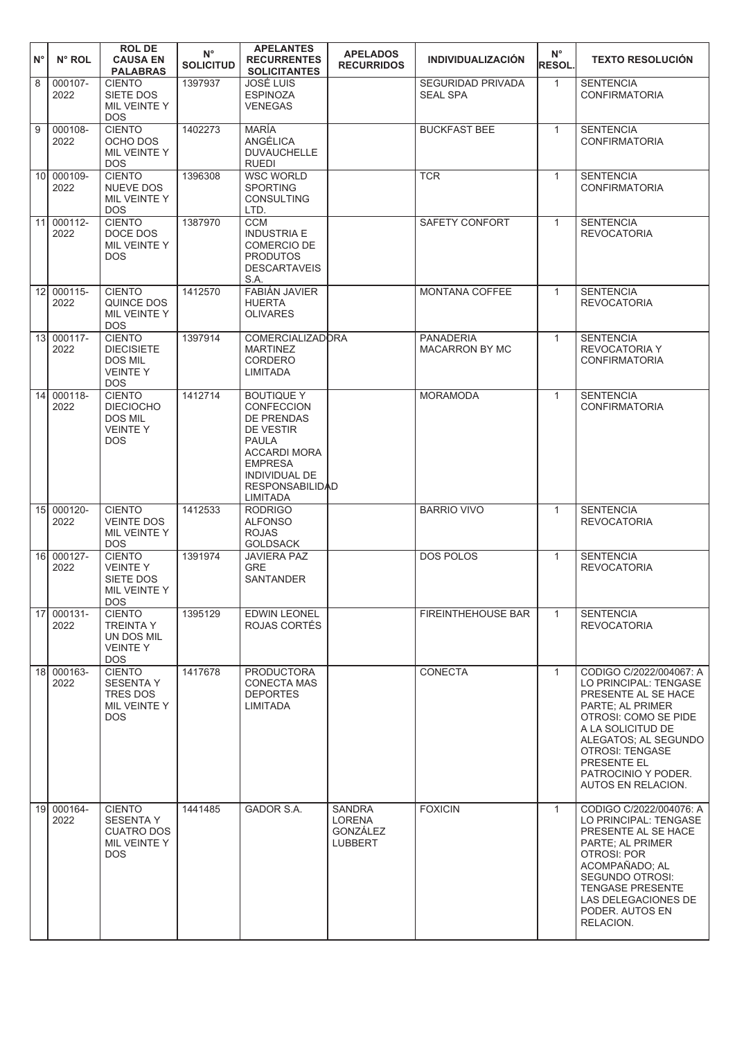| N° | N° ROL | ROL DE CAUSA EN PALABRAS | N° SOLICITUD | APELANTES RECURRENTES SOLICITANTES | APELADOS RECURRIDOS | INDIVIDUALIZACIÓN | N° RESOL. | TEXTO RESOLUCIÓN |
|---|---|---|---|---|---|---|---|---|
| 8 | 000107-2022 | CIENTO SIETE DOS MIL VEINTE Y DOS | 1397937 | JOSÉ LUIS ESPINOZA VENEGAS | | SEGURIDAD PRIVADA SEAL SPA | 1 | SENTENCIA CONFIRMATORIA |
| 9 | 000108-2022 | CIENTO OCHO DOS MIL VEINTE Y DOS | 1402273 | MARÍA ANGÉLICA DUVAUCHELLE RUEDI | | BUCKFAST BEE | 1 | SENTENCIA CONFIRMATORIA |
| 10 | 000109-2022 | CIENTO NUEVE DOS MIL VEINTE Y DOS | 1396308 | WSC WORLD SPORTING CONSULTING LTD. | | TCR | 1 | SENTENCIA CONFIRMATORIA |
| 11 | 000112-2022 | CIENTO DOCE DOS MIL VEINTE Y DOS | 1387970 | CCM INDUSTRIA E COMERCIO DE PRODUTOS DESCARTAVEIS S.A. | | SAFETY CONFORT | 1 | SENTENCIA REVOCATORIA |
| 12 | 000115-2022 | CIENTO QUINCE DOS MIL VEINTE Y DOS | 1412570 | FABIÁN JAVIER HUERTA OLIVARES | | MONTANA COFFEE | 1 | SENTENCIA REVOCATORIA |
| 13 | 000117-2022 | CIENTO DIECISIETE DOS MIL VEINTE Y DOS | 1397914 | COMERCIALIZADORA MARTINEZ CORDERO LIMITADA | | PANADERIA MACARRON BY MC | 1 | SENTENCIA REVOCATORIA Y CONFIRMATORIA |
| 14 | 000118-2022 | CIENTO DIECIOCHO DOS MIL VEINTE Y DOS | 1412714 | BOUTIQUE Y CONFECCION DE PRENDAS DE VESTIR PAULA ACCARDI MORA EMPRESA INDIVIDUAL DE RESPONSABILIDAD LIMITADA | | MORAMODA | 1 | SENTENCIA CONFIRMATORIA |
| 15 | 000120-2022 | CIENTO VEINTE DOS MIL VEINTE Y DOS | 1412533 | RODRIGO ALFONSO ROJAS GOLDSACK | | BARRIO VIVO | 1 | SENTENCIA REVOCATORIA |
| 16 | 000127-2022 | CIENTO VEINTE Y SIETE DOS MIL VEINTE Y DOS | 1391974 | JAVIERA PAZ GRE SANTANDER | | DOS POLOS | 1 | SENTENCIA REVOCATORIA |
| 17 | 000131-2022 | CIENTO TREINTA Y UN DOS MIL VEINTE Y DOS | 1395129 | EDWIN LEONEL ROJAS CORTÉS | | FIREINTHEHOUSE BAR | 1 | SENTENCIA REVOCATORIA |
| 18 | 000163-2022 | CIENTO SESENTA Y TRES DOS MIL VEINTE Y DOS | 1417678 | PRODUCTORA CONECTA MAS DEPORTES LIMITADA | | CONECTA | 1 | CODIGO C/2022/004067: A LO PRINCIPAL: TENGASE PRESENTE AL SE HACE PARTE; AL PRIMER OTROSI: COMO SE PIDE A LA SOLICITUD DE ALEGATOS; AL SEGUNDO OTROSI: TENGASE PRESENTE EL PATROCINIO Y PODER. AUTOS EN RELACION. |
| 19 | 000164-2022 | CIENTO SESENTA Y CUATRO DOS MIL VEINTE Y DOS | 1441485 | GADOR S.A. | SANDRA LORENA GONZÁLEZ LUBBERT | FOXICIN | 1 | CODIGO C/2022/004076: A LO PRINCIPAL: TENGASE PRESENTE AL SE HACE PARTE; AL PRIMER OTROSI: POR ACOMPAÑADO; AL SEGUNDO OTROSI: TENGASE PRESENTE LAS DELEGACIONES DE PODER. AUTOS EN RELACION. |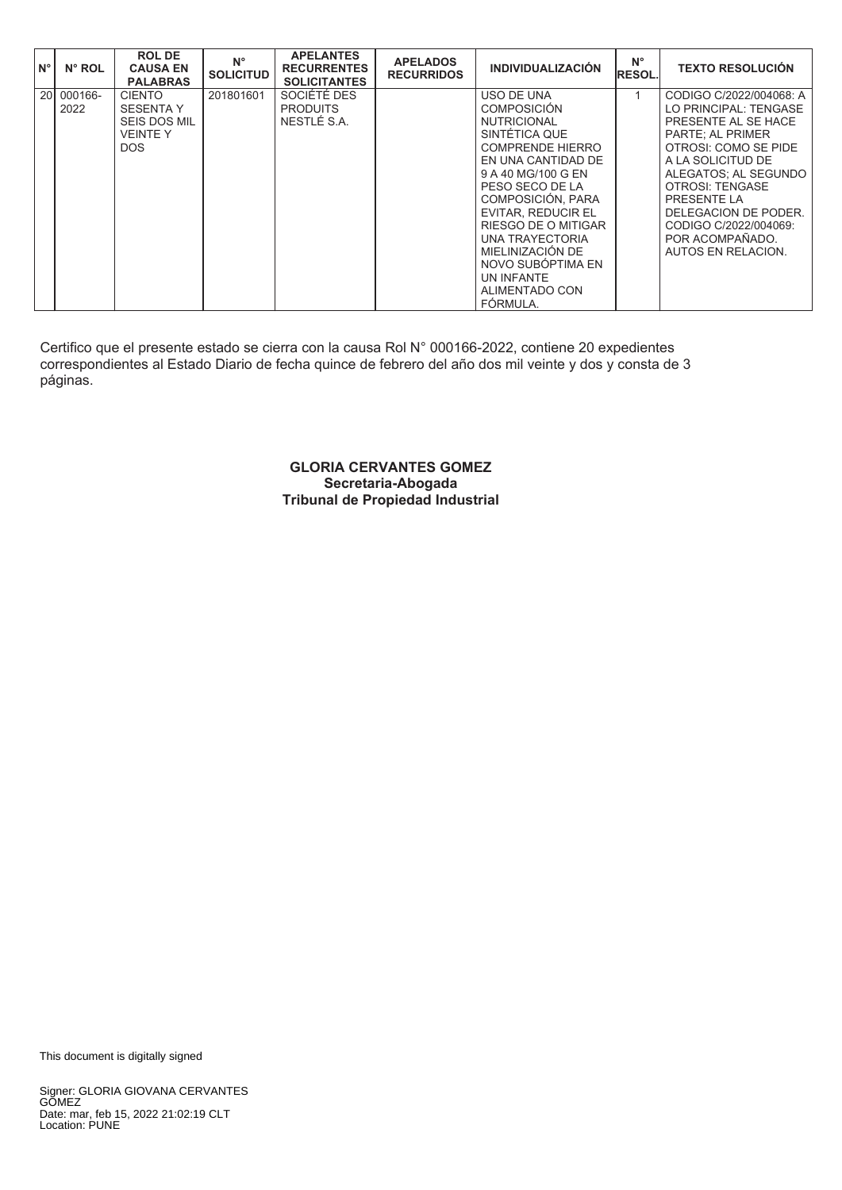| N° | N° ROL | ROL DE CAUSA EN PALABRAS | N° SOLICITUD | APELANTES RECURRENTES SOLICITANTES | APELADOS RECURRIDOS | INDIVIDUALIZACIÓN | N° RESOL. | TEXTO RESOLUCIÓN |
|---|---|---|---|---|---|---|---|---|
| 20 | 000166-2022 | CIENTO SESENTA Y SEIS DOS MIL VEINTE Y DOS | 201801601 | SOCIÉTÉ DES PRODUITS NESTLÉ S.A. | | USO DE UNA COMPOSICIÓN NUTRICIONAL SINTÉTICA QUE COMPRENDE HIERRO EN UNA CANTIDAD DE 9 A 40 MG/100 G EN PESO SECO DE LA COMPOSICIÓN, PARA EVITAR, REDUCIR EL RIESGO DE O MITIGAR UNA TRAYECTORIA MIELINIZACIÓN DE NOVO SUBÓPTIMA EN UN INFANTE ALIMENTADO CON FÓRMULA. | 1 | CODIGO C/2022/004068: A LO PRINCIPAL: TENGASE PRESENTE AL SE HACE PARTE; AL PRIMER OTROSI: COMO SE PIDE A LA SOLICITUD DE ALEGATOS; AL SEGUNDO OTROSI: TENGASE PRESENTE LA DELEGACION DE PODER. CODIGO C/2022/004069: POR ACOMPAÑADO. AUTOS EN RELACION. |

Certifico que el presente estado se cierra con la causa Rol N° 000166-2022, contiene 20 expedientes correspondientes al Estado Diario de fecha quince de febrero del año dos mil veinte y dos y consta de 3 páginas.

**GLORIA CERVANTES GOMEZ**
**Secretaria-Abogada**
**Tribunal de Propiedad Industrial**

This document is digitally signed

Signer: GLORIA GIOVANA CERVANTES GOMEZ
Date: mar, feb 15, 2022 21:02:19 CLT
Location: PUNE